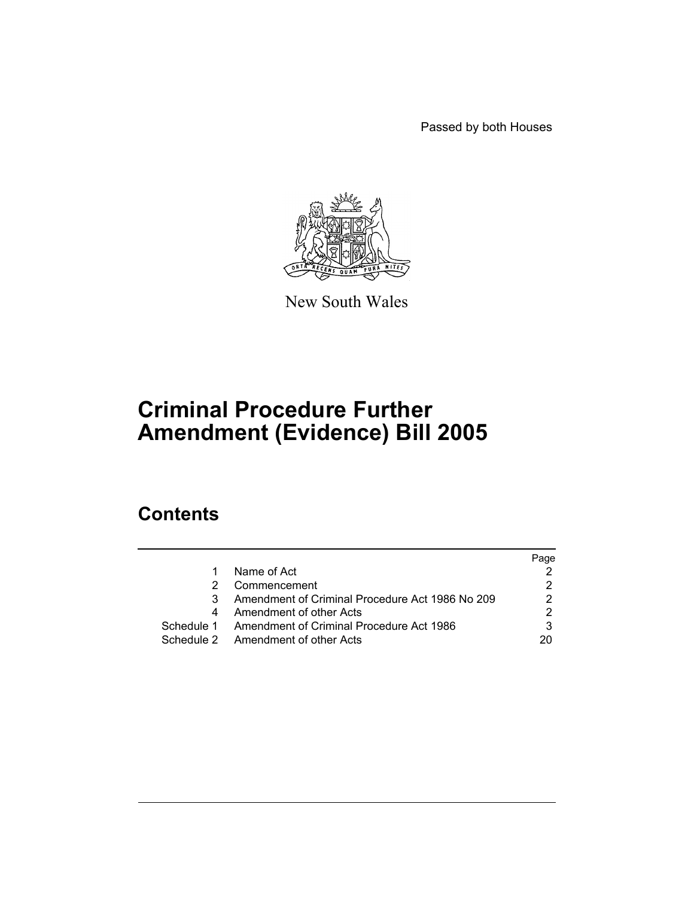Passed by both Houses

New South Wales

# Criminal Procedure Further Amendment (Evidence) Bill 2005

## Contents

| | | Page |
|---|---|---|
| 1 | Name of Act | 2 |
| 2 | Commencement | 2 |
| 3 | Amendment of Criminal Procedure Act 1986 No 209 | 2 |
| 4 | Amendment of other Acts | 2 |
| Schedule 1 | Amendment of Criminal Procedure Act 1986 | 3 |
| Schedule 2 | Amendment of other Acts | 20 |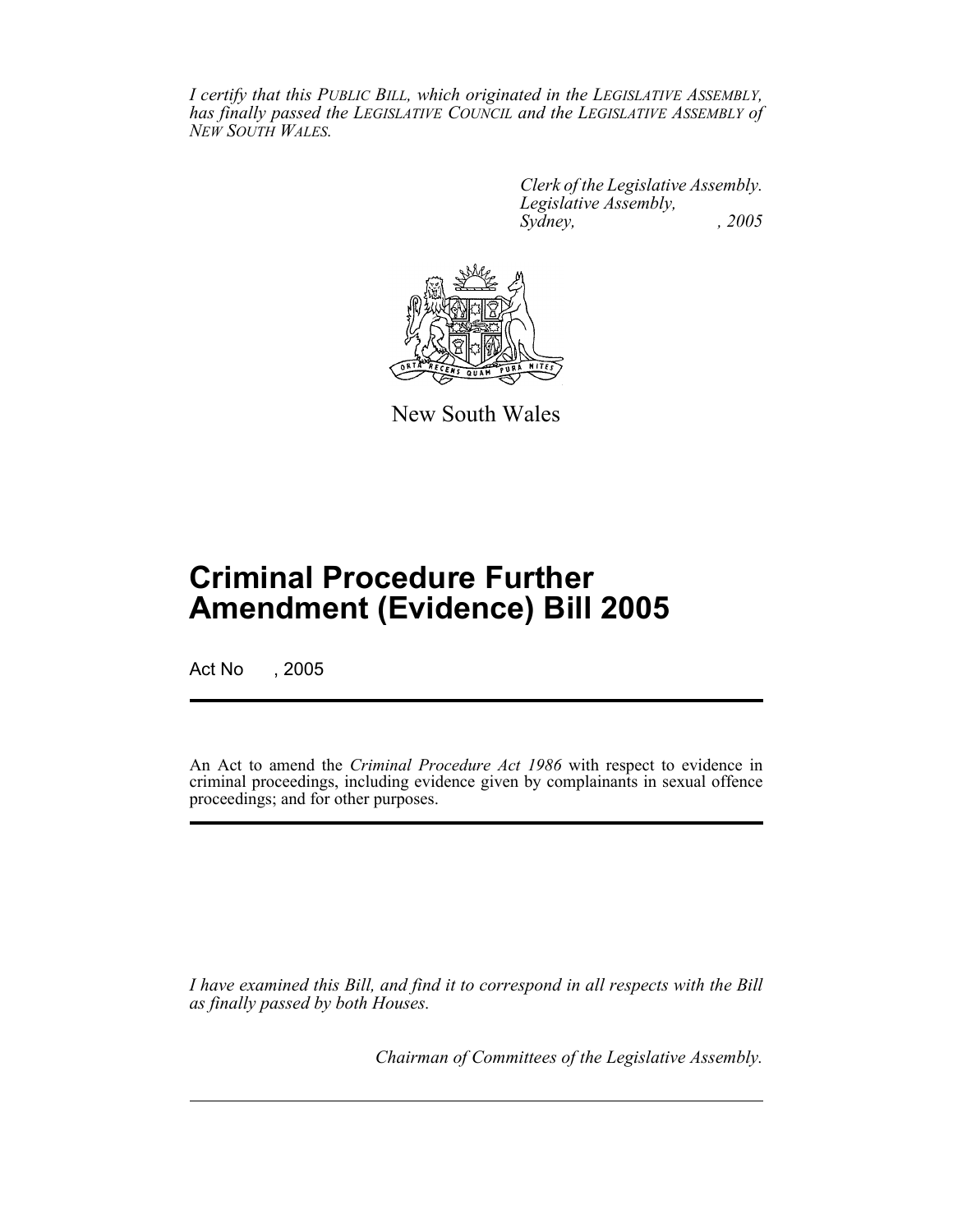*I certify that this PUBLIC BILL, which originated in the LEGISLATIVE ASSEMBLY, has finally passed the LEGISLATIVE COUNCIL and the LEGISLATIVE ASSEMBLY of NEW SOUTH WALES.*

*Clerk of the Legislative Assembly.*
*Legislative Assembly,*
*Sydney, , 2005*

New South Wales

# Criminal Procedure Further Amendment (Evidence) Bill 2005

Act No , 2005

An Act to amend the *Criminal Procedure Act 1986* with respect to evidence in criminal proceedings, including evidence given by complainants in sexual offence proceedings; and for other purposes.

*I have examined this Bill, and find it to correspond in all respects with the Bill as finally passed by both Houses.*

*Chairman of Committees of the Legislative Assembly.*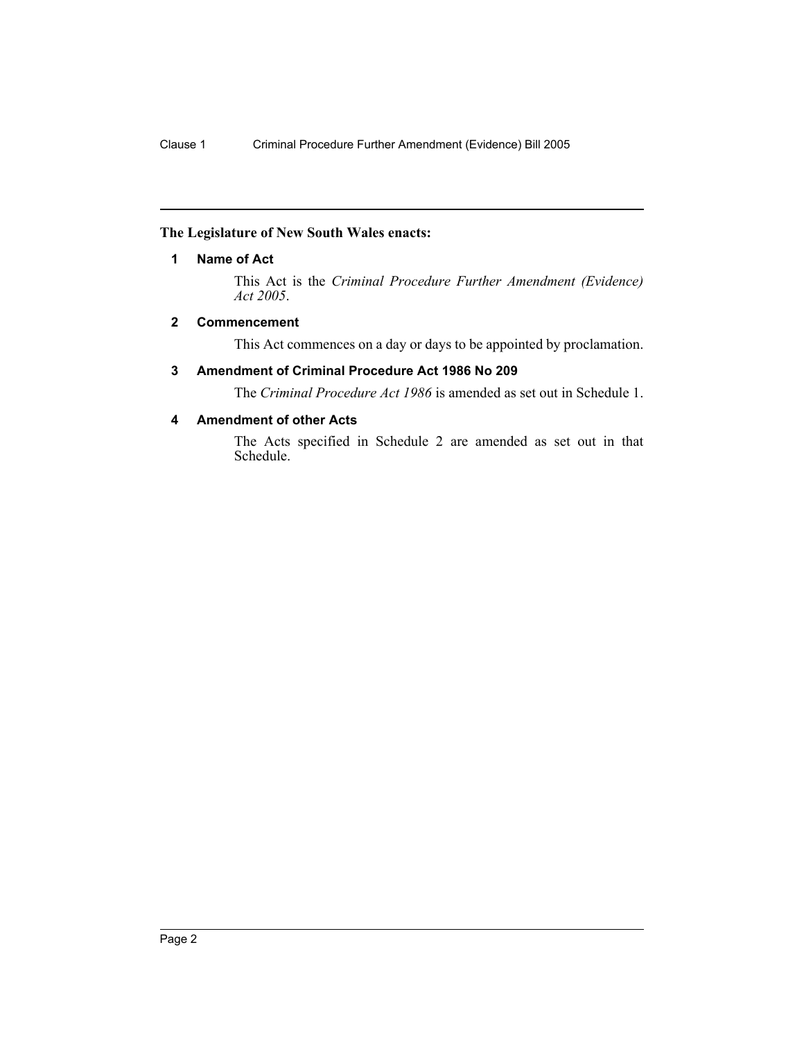**The Legislature of New South Wales enacts:**

## 1 Name of Act

This Act is the *Criminal Procedure Further Amendment (Evidence) Act 2005*.

## 2 Commencement

This Act commences on a day or days to be appointed by proclamation.

## 3 Amendment of Criminal Procedure Act 1986 No 209

The *Criminal Procedure Act 1986* is amended as set out in Schedule 1.

## 4 Amendment of other Acts

The Acts specified in Schedule 2 are amended as set out in that Schedule.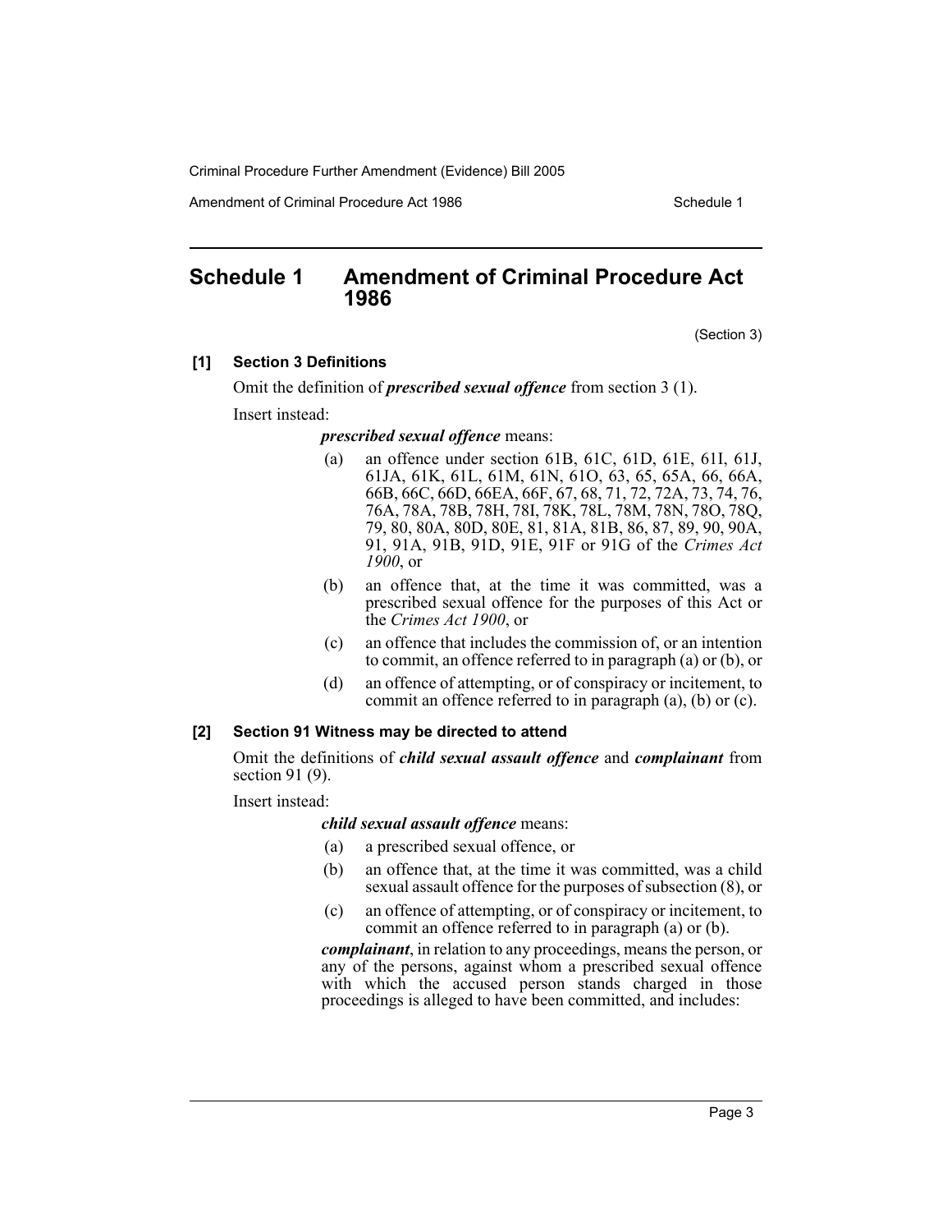# Schedule 1 Amendment of Criminal Procedure Act 1986

(Section 3)

**[1] Section 3 Definitions**

Omit the definition of ***prescribed sexual offence*** from section 3 (1).

Insert instead:

***prescribed sexual offence*** means:

(a) an offence under section 61B, 61C, 61D, 61E, 61I, 61J, 61JA, 61K, 61L, 61M, 61N, 61O, 63, 65, 65A, 66, 66A, 66B, 66C, 66D, 66EA, 66F, 67, 68, 71, 72, 72A, 73, 74, 76, 76A, 78A, 78B, 78H, 78I, 78K, 78L, 78M, 78N, 78O, 78Q, 79, 80, 80A, 80D, 80E, 81, 81A, 81B, 86, 87, 89, 90, 90A, 91, 91A, 91B, 91D, 91E, 91F or 91G of the *Crimes Act 1900*, or

(b) an offence that, at the time it was committed, was a prescribed sexual offence for the purposes of this Act or the *Crimes Act 1900*, or

(c) an offence that includes the commission of, or an intention to commit, an offence referred to in paragraph (a) or (b), or

(d) an offence of attempting, or of conspiracy or incitement, to commit an offence referred to in paragraph (a), (b) or (c).

**[2] Section 91 Witness may be directed to attend**

Omit the definitions of ***child sexual assault offence*** and ***complainant*** from section 91 (9).

Insert instead:

***child sexual assault offence*** means:

(a) a prescribed sexual offence, or

(b) an offence that, at the time it was committed, was a child sexual assault offence for the purposes of subsection (8), or

(c) an offence of attempting, or of conspiracy or incitement, to commit an offence referred to in paragraph (a) or (b).

***complainant***, in relation to any proceedings, means the person, or any of the persons, against whom a prescribed sexual offence with which the accused person stands charged in those proceedings is alleged to have been committed, and includes: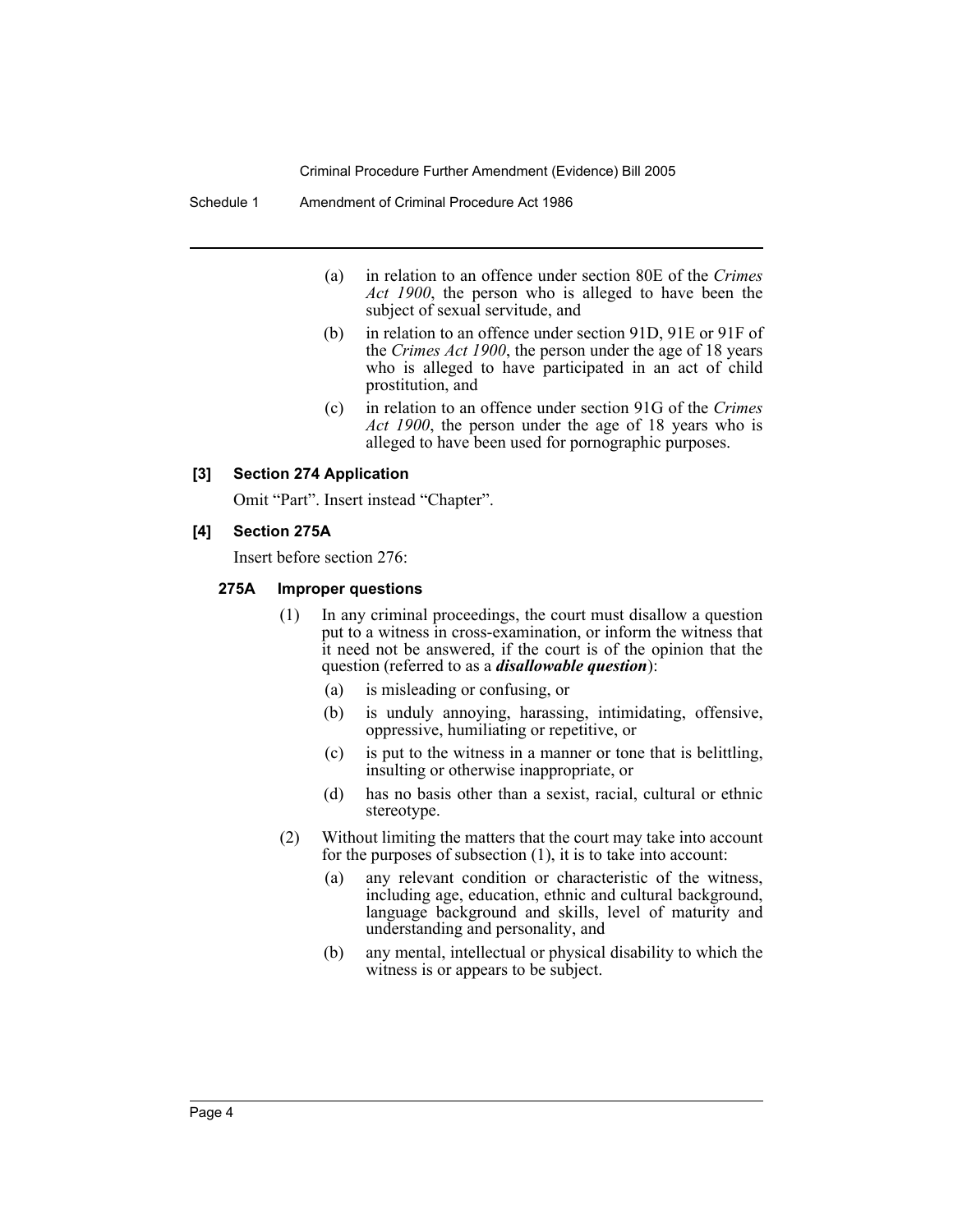(a) in relation to an offence under section 80E of the *Crimes Act 1900*, the person who is alleged to have been the subject of sexual servitude, and

(b) in relation to an offence under section 91D, 91E or 91F of the *Crimes Act 1900*, the person under the age of 18 years who is alleged to have participated in an act of child prostitution, and

(c) in relation to an offence under section 91G of the *Crimes Act 1900*, the person under the age of 18 years who is alleged to have been used for pornographic purposes.

### [3] Section 274 Application

Omit "Part". Insert instead "Chapter".

### [4] Section 275A

Insert before section 276:

#### 275A Improper questions

(1) In any criminal proceedings, the court must disallow a question put to a witness in cross-examination, or inform the witness that it need not be answered, if the court is of the opinion that the question (referred to as a ***disallowable question***):

(a) is misleading or confusing, or

(b) is unduly annoying, harassing, intimidating, offensive, oppressive, humiliating or repetitive, or

(c) is put to the witness in a manner or tone that is belittling, insulting or otherwise inappropriate, or

(d) has no basis other than a sexist, racial, cultural or ethnic stereotype.

(2) Without limiting the matters that the court may take into account for the purposes of subsection (1), it is to take into account:

(a) any relevant condition or characteristic of the witness, including age, education, ethnic and cultural background, language background and skills, level of maturity and understanding and personality, and

(b) any mental, intellectual or physical disability to which the witness is or appears to be subject.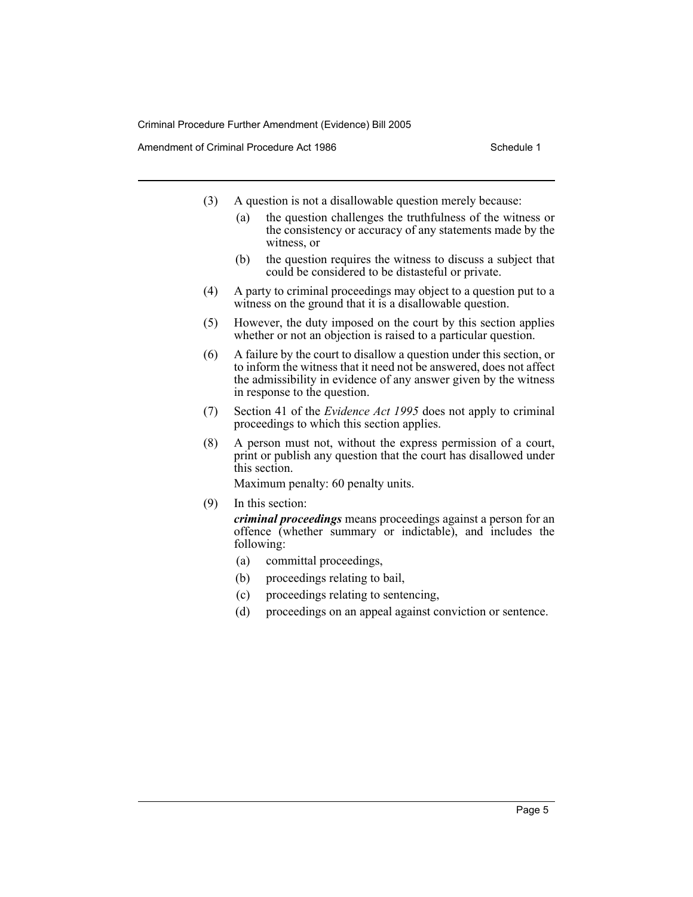(3) A question is not a disallowable question merely because:

(a) the question challenges the truthfulness of the witness or the consistency or accuracy of any statements made by the witness, or

(b) the question requires the witness to discuss a subject that could be considered to be distasteful or private.

(4) A party to criminal proceedings may object to a question put to a witness on the ground that it is a disallowable question.

(5) However, the duty imposed on the court by this section applies whether or not an objection is raised to a particular question.

(6) A failure by the court to disallow a question under this section, or to inform the witness that it need not be answered, does not affect the admissibility in evidence of any answer given by the witness in response to the question.

(7) Section 41 of the *Evidence Act 1995* does not apply to criminal proceedings to which this section applies.

(8) A person must not, without the express permission of a court, print or publish any question that the court has disallowed under this section.

Maximum penalty: 60 penalty units.

(9) In this section:

***criminal proceedings*** means proceedings against a person for an offence (whether summary or indictable), and includes the following:

(a) committal proceedings,

(b) proceedings relating to bail,

(c) proceedings relating to sentencing,

(d) proceedings on an appeal against conviction or sentence.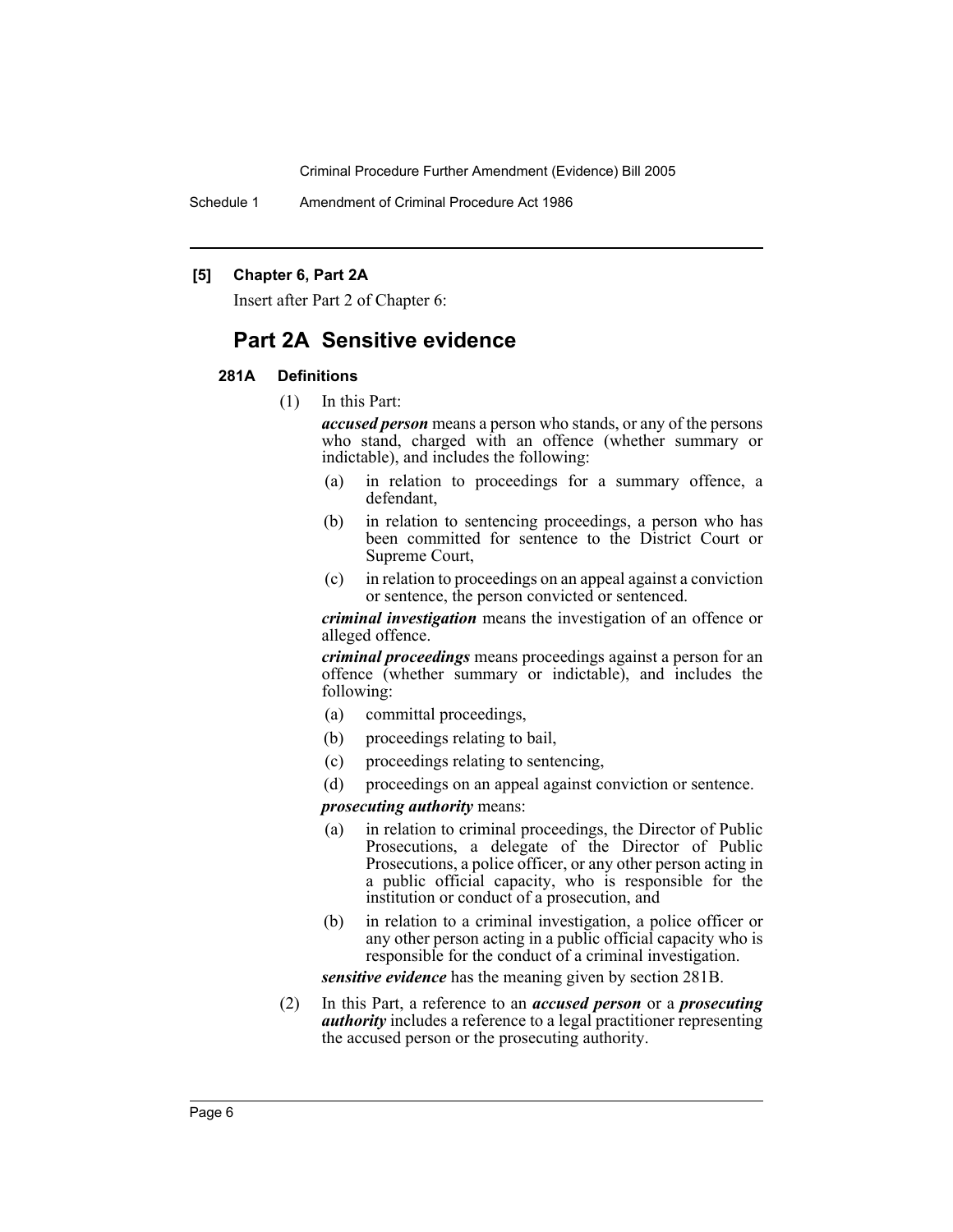**[5] Chapter 6, Part 2A**

Insert after Part 2 of Chapter 6:

## Part 2A Sensitive evidence

### 281A Definitions

(1) In this Part:

***accused person*** means a person who stands, or any of the persons who stand, charged with an offence (whether summary or indictable), and includes the following:

(a) in relation to proceedings for a summary offence, a defendant,

(b) in relation to sentencing proceedings, a person who has been committed for sentence to the District Court or Supreme Court,

(c) in relation to proceedings on an appeal against a conviction or sentence, the person convicted or sentenced.

***criminal investigation*** means the investigation of an offence or alleged offence.

***criminal proceedings*** means proceedings against a person for an offence (whether summary or indictable), and includes the following:

(a) committal proceedings,

(b) proceedings relating to bail,

(c) proceedings relating to sentencing,

(d) proceedings on an appeal against conviction or sentence.

***prosecuting authority*** means:

(a) in relation to criminal proceedings, the Director of Public Prosecutions, a delegate of the Director of Public Prosecutions, a police officer, or any other person acting in a public official capacity, who is responsible for the institution or conduct of a prosecution, and

(b) in relation to a criminal investigation, a police officer or any other person acting in a public official capacity who is responsible for the conduct of a criminal investigation.

***sensitive evidence*** has the meaning given by section 281B.

(2) In this Part, a reference to an ***accused person*** or a ***prosecuting authority*** includes a reference to a legal practitioner representing the accused person or the prosecuting authority.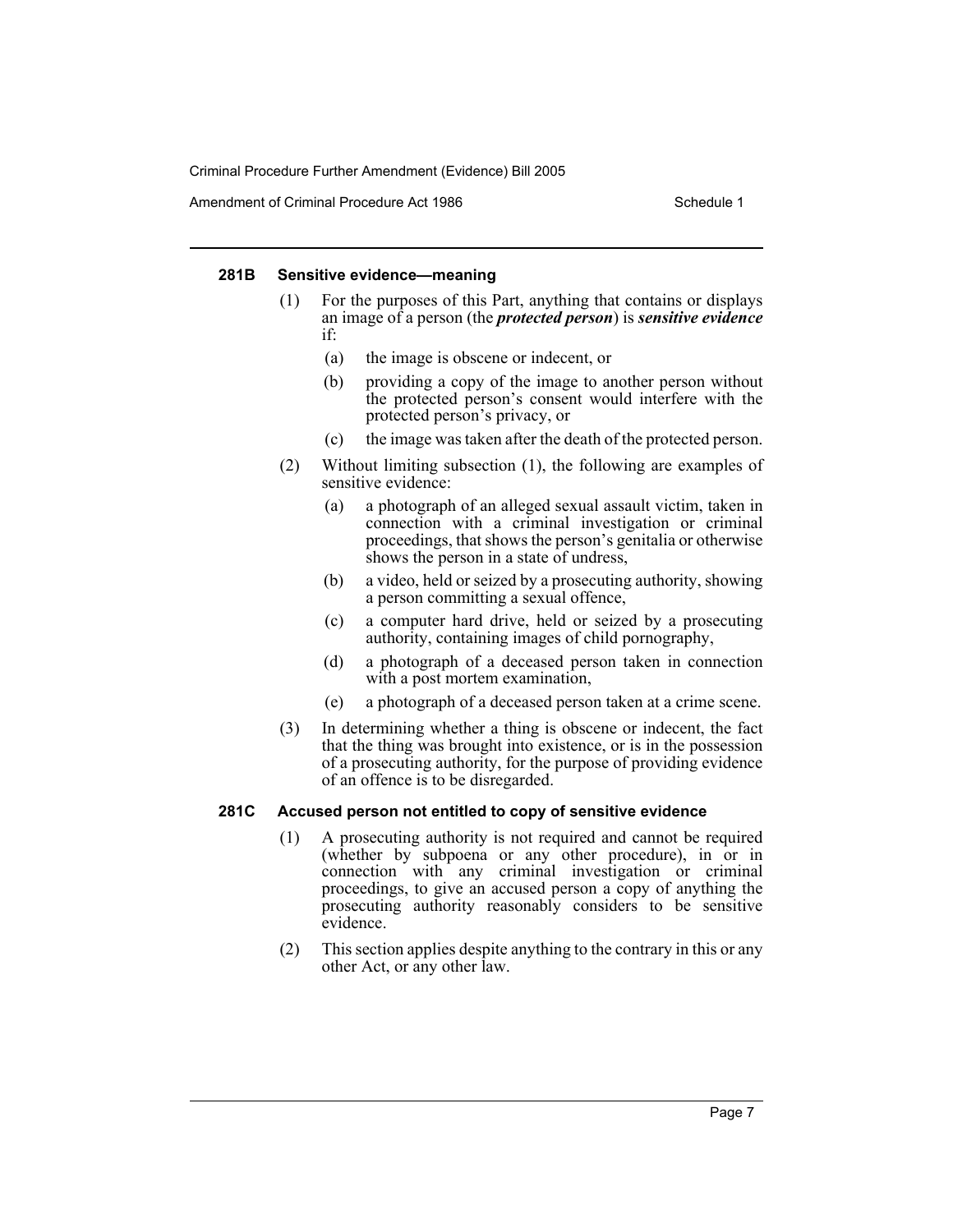#### 281B Sensitive evidence—meaning

(1) For the purposes of this Part, anything that contains or displays an image of a person (the ***protected person***) is ***sensitive evidence*** if:

- (a) the image is obscene or indecent, or
- (b) providing a copy of the image to another person without the protected person's consent would interfere with the protected person's privacy, or
- (c) the image was taken after the death of the protected person.

(2) Without limiting subsection (1), the following are examples of sensitive evidence:

- (a) a photograph of an alleged sexual assault victim, taken in connection with a criminal investigation or criminal proceedings, that shows the person's genitalia or otherwise shows the person in a state of undress,
- (b) a video, held or seized by a prosecuting authority, showing a person committing a sexual offence,
- (c) a computer hard drive, held or seized by a prosecuting authority, containing images of child pornography,
- (d) a photograph of a deceased person taken in connection with a post mortem examination,
- (e) a photograph of a deceased person taken at a crime scene.

(3) In determining whether a thing is obscene or indecent, the fact that the thing was brought into existence, or is in the possession of a prosecuting authority, for the purpose of providing evidence of an offence is to be disregarded.

#### 281C Accused person not entitled to copy of sensitive evidence

(1) A prosecuting authority is not required and cannot be required (whether by subpoena or any other procedure), in or in connection with any criminal investigation or criminal proceedings, to give an accused person a copy of anything the prosecuting authority reasonably considers to be sensitive evidence.

(2) This section applies despite anything to the contrary in this or any other Act, or any other law.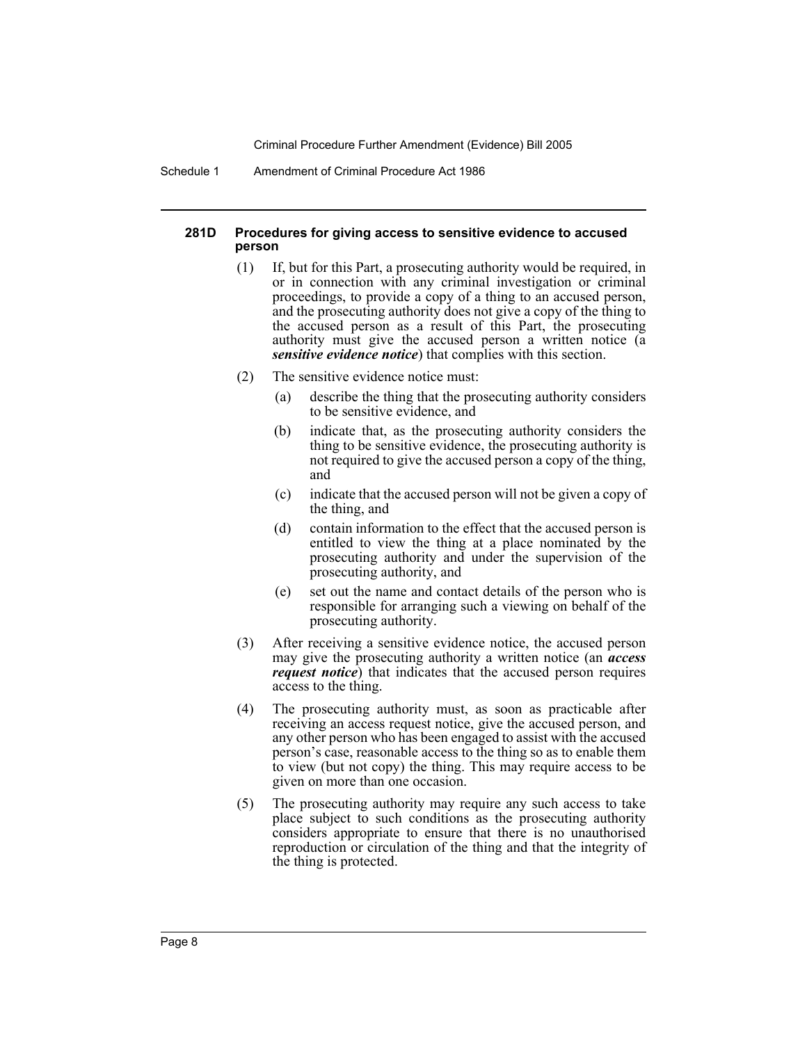#### 281D Procedures for giving access to sensitive evidence to accused person

(1) If, but for this Part, a prosecuting authority would be required, in or in connection with any criminal investigation or criminal proceedings, to provide a copy of a thing to an accused person, and the prosecuting authority does not give a copy of the thing to the accused person as a result of this Part, the prosecuting authority must give the accused person a written notice (a ***sensitive evidence notice***) that complies with this section.

(2) The sensitive evidence notice must:

(a) describe the thing that the prosecuting authority considers to be sensitive evidence, and

(b) indicate that, as the prosecuting authority considers the thing to be sensitive evidence, the prosecuting authority is not required to give the accused person a copy of the thing, and

(c) indicate that the accused person will not be given a copy of the thing, and

(d) contain information to the effect that the accused person is entitled to view the thing at a place nominated by the prosecuting authority and under the supervision of the prosecuting authority, and

(e) set out the name and contact details of the person who is responsible for arranging such a viewing on behalf of the prosecuting authority.

(3) After receiving a sensitive evidence notice, the accused person may give the prosecuting authority a written notice (an ***access request notice***) that indicates that the accused person requires access to the thing.

(4) The prosecuting authority must, as soon as practicable after receiving an access request notice, give the accused person, and any other person who has been engaged to assist with the accused person's case, reasonable access to the thing so as to enable them to view (but not copy) the thing. This may require access to be given on more than one occasion.

(5) The prosecuting authority may require any such access to take place subject to such conditions as the prosecuting authority considers appropriate to ensure that there is no unauthorised reproduction or circulation of the thing and that the integrity of the thing is protected.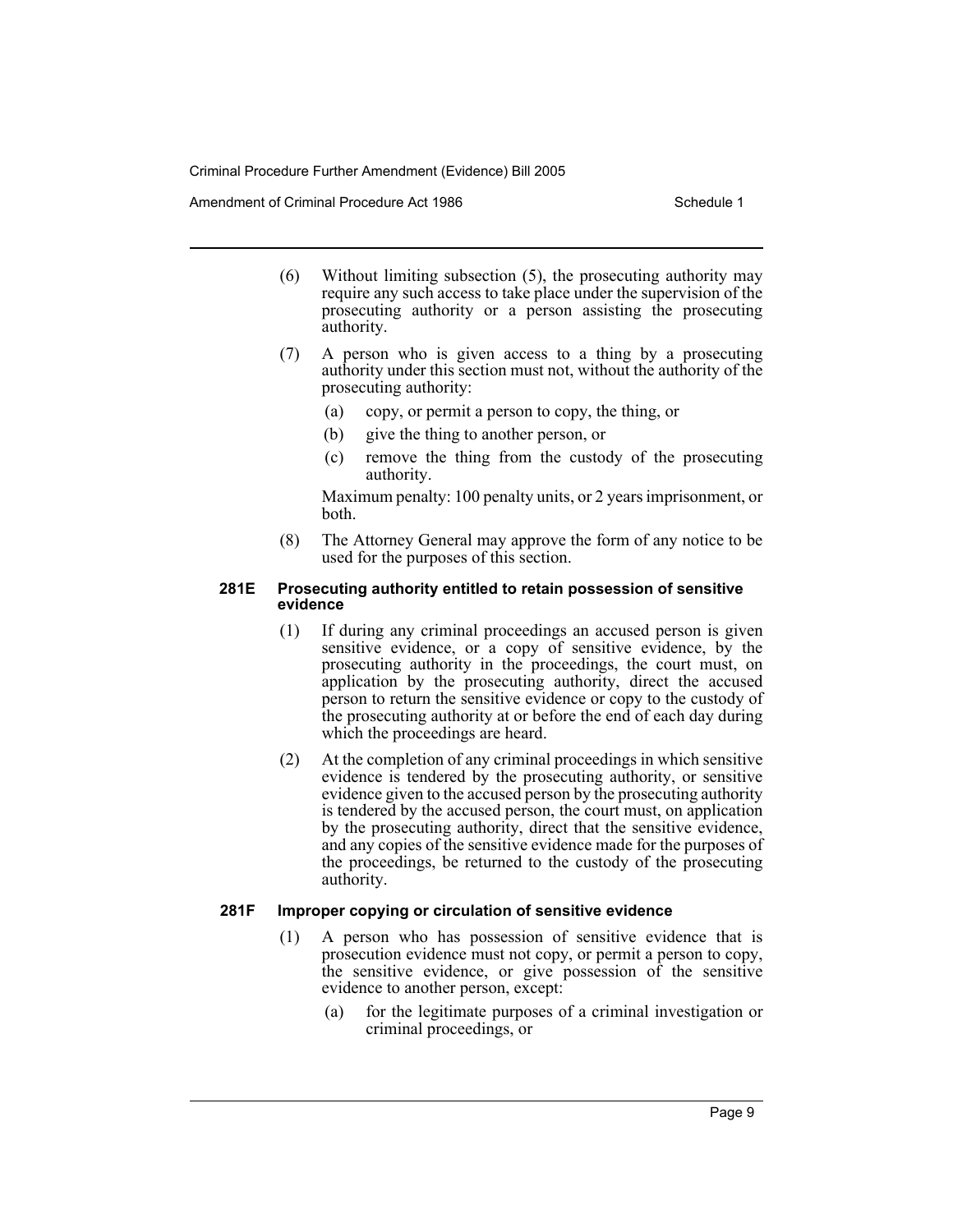(6) Without limiting subsection (5), the prosecuting authority may require any such access to take place under the supervision of the prosecuting authority or a person assisting the prosecuting authority.

(7) A person who is given access to a thing by a prosecuting authority under this section must not, without the authority of the prosecuting authority:

- (a) copy, or permit a person to copy, the thing, or
- (b) give the thing to another person, or
- (c) remove the thing from the custody of the prosecuting authority.

Maximum penalty: 100 penalty units, or 2 years imprisonment, or both.

(8) The Attorney General may approve the form of any notice to be used for the purposes of this section.

#### 281E Prosecuting authority entitled to retain possession of sensitive evidence

(1) If during any criminal proceedings an accused person is given sensitive evidence, or a copy of sensitive evidence, by the prosecuting authority in the proceedings, the court must, on application by the prosecuting authority, direct the accused person to return the sensitive evidence or copy to the custody of the prosecuting authority at or before the end of each day during which the proceedings are heard.

(2) At the completion of any criminal proceedings in which sensitive evidence is tendered by the prosecuting authority, or sensitive evidence given to the accused person by the prosecuting authority is tendered by the accused person, the court must, on application by the prosecuting authority, direct that the sensitive evidence, and any copies of the sensitive evidence made for the purposes of the proceedings, be returned to the custody of the prosecuting authority.

#### 281F Improper copying or circulation of sensitive evidence

(1) A person who has possession of sensitive evidence that is prosecution evidence must not copy, or permit a person to copy, the sensitive evidence, or give possession of the sensitive evidence to another person, except:

- (a) for the legitimate purposes of a criminal investigation or criminal proceedings, or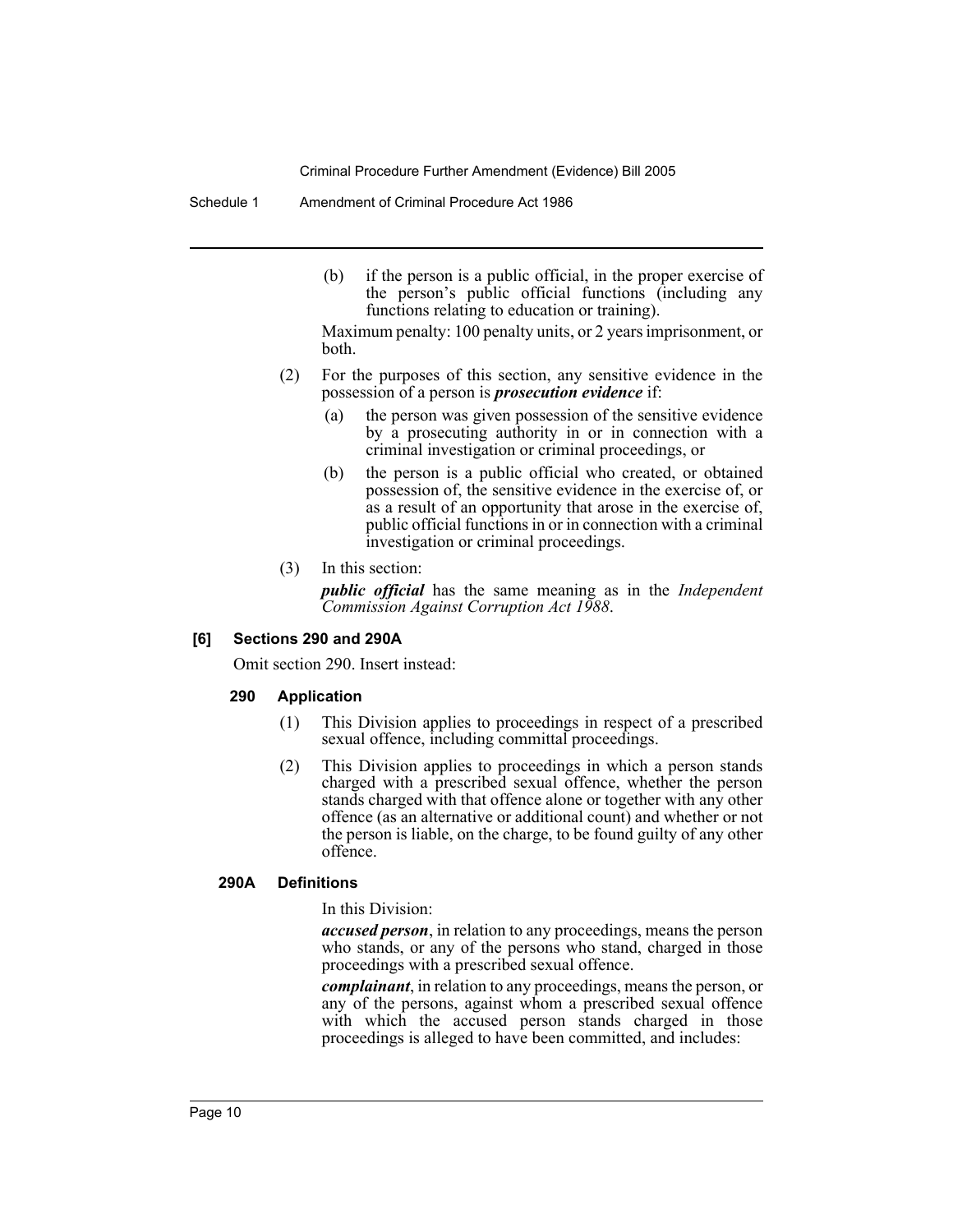(b) if the person is a public official, in the proper exercise of the person's public official functions (including any functions relating to education or training).

Maximum penalty: 100 penalty units, or 2 years imprisonment, or both.

(2) For the purposes of this section, any sensitive evidence in the possession of a person is ***prosecution evidence*** if:

(a) the person was given possession of the sensitive evidence by a prosecuting authority in or in connection with a criminal investigation or criminal proceedings, or

(b) the person is a public official who created, or obtained possession of, the sensitive evidence in the exercise of, or as a result of an opportunity that arose in the exercise of, public official functions in or in connection with a criminal investigation or criminal proceedings.

(3) In this section:

***public official*** has the same meaning as in the *Independent Commission Against Corruption Act 1988*.

#### [6] Sections 290 and 290A

Omit section 290. Insert instead:

#### 290 Application

(1) This Division applies to proceedings in respect of a prescribed sexual offence, including committal proceedings.

(2) This Division applies to proceedings in which a person stands charged with a prescribed sexual offence, whether the person stands charged with that offence alone or together with any other offence (as an alternative or additional count) and whether or not the person is liable, on the charge, to be found guilty of any other offence.

#### 290A Definitions

In this Division:

***accused person***, in relation to any proceedings, means the person who stands, or any of the persons who stand, charged in those proceedings with a prescribed sexual offence.

***complainant***, in relation to any proceedings, means the person, or any of the persons, against whom a prescribed sexual offence with which the accused person stands charged in those proceedings is alleged to have been committed, and includes: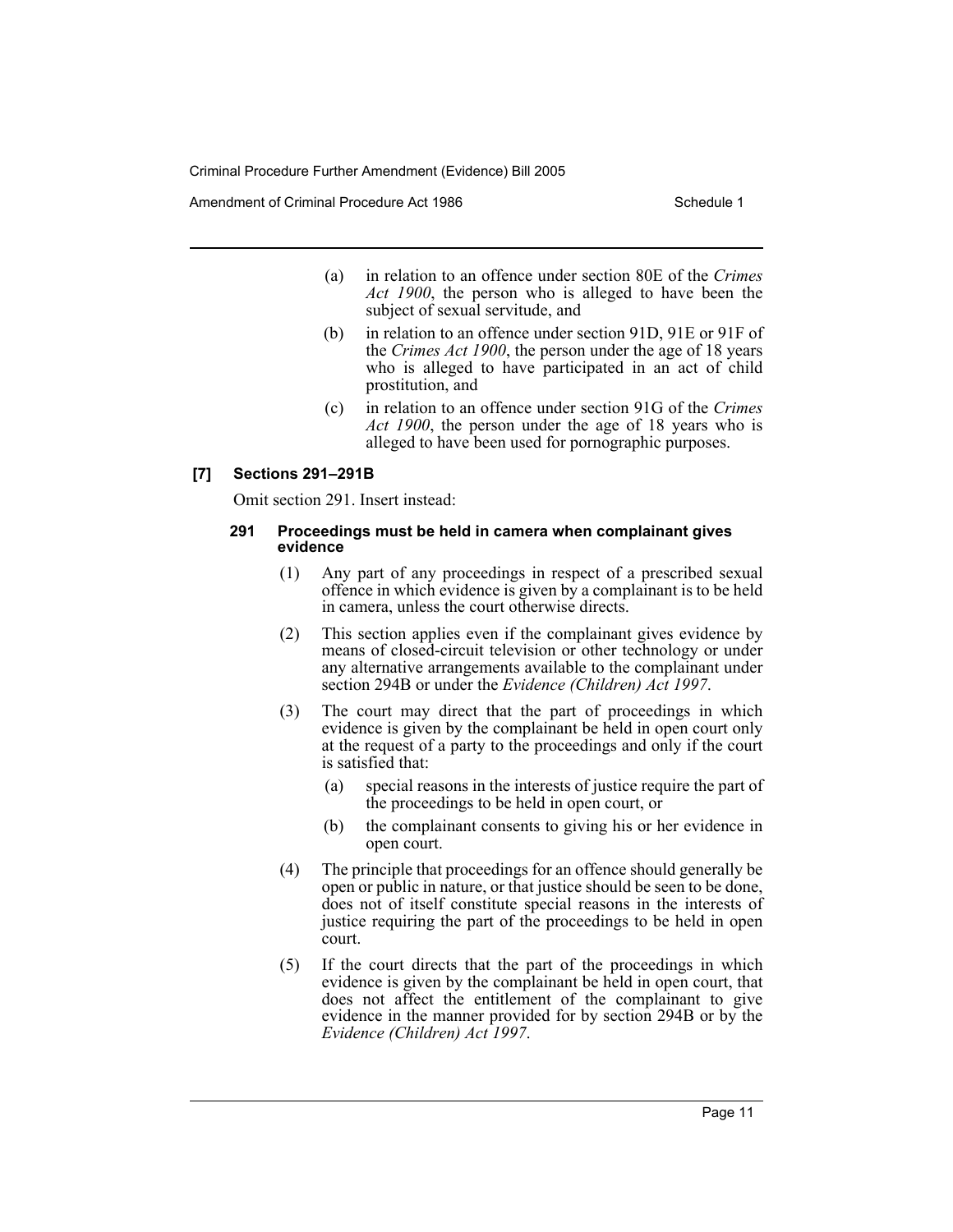(a) in relation to an offence under section 80E of the *Crimes Act 1900*, the person who is alleged to have been the subject of sexual servitude, and

(b) in relation to an offence under section 91D, 91E or 91F of the *Crimes Act 1900*, the person under the age of 18 years who is alleged to have participated in an act of child prostitution, and

(c) in relation to an offence under section 91G of the *Crimes Act 1900*, the person under the age of 18 years who is alleged to have been used for pornographic purposes.

**[7] Sections 291–291B**

Omit section 291. Insert instead:

**291 Proceedings must be held in camera when complainant gives evidence**

(1) Any part of any proceedings in respect of a prescribed sexual offence in which evidence is given by a complainant is to be held in camera, unless the court otherwise directs.

(2) This section applies even if the complainant gives evidence by means of closed-circuit television or other technology or under any alternative arrangements available to the complainant under section 294B or under the *Evidence (Children) Act 1997*.

(3) The court may direct that the part of proceedings in which evidence is given by the complainant be held in open court only at the request of a party to the proceedings and only if the court is satisfied that:

(a) special reasons in the interests of justice require the part of the proceedings to be held in open court, or

(b) the complainant consents to giving his or her evidence in open court.

(4) The principle that proceedings for an offence should generally be open or public in nature, or that justice should be seen to be done, does not of itself constitute special reasons in the interests of justice requiring the part of the proceedings to be held in open court.

(5) If the court directs that the part of the proceedings in which evidence is given by the complainant be held in open court, that does not affect the entitlement of the complainant to give evidence in the manner provided for by section 294B or by the *Evidence (Children) Act 1997*.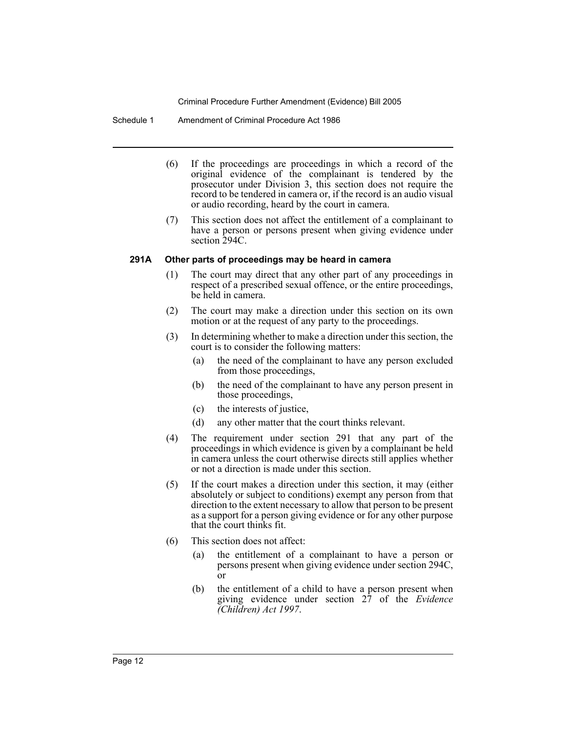(6) If the proceedings are proceedings in which a record of the original evidence of the complainant is tendered by the prosecutor under Division 3, this section does not require the record to be tendered in camera or, if the record is an audio visual or audio recording, heard by the court in camera.

(7) This section does not affect the entitlement of a complainant to have a person or persons present when giving evidence under section 294C.

### 291A Other parts of proceedings may be heard in camera

(1) The court may direct that any other part of any proceedings in respect of a prescribed sexual offence, or the entire proceedings, be held in camera.

(2) The court may make a direction under this section on its own motion or at the request of any party to the proceedings.

(3) In determining whether to make a direction under this section, the court is to consider the following matters:

- (a) the need of the complainant to have any person excluded from those proceedings,
- (b) the need of the complainant to have any person present in those proceedings,
- (c) the interests of justice,
- (d) any other matter that the court thinks relevant.

(4) The requirement under section 291 that any part of the proceedings in which evidence is given by a complainant be held in camera unless the court otherwise directs still applies whether or not a direction is made under this section.

(5) If the court makes a direction under this section, it may (either absolutely or subject to conditions) exempt any person from that direction to the extent necessary to allow that person to be present as a support for a person giving evidence or for any other purpose that the court thinks fit.

(6) This section does not affect:

- (a) the entitlement of a complainant to have a person or persons present when giving evidence under section 294C, or
- (b) the entitlement of a child to have a person present when giving evidence under section 27 of the *Evidence (Children) Act 1997*.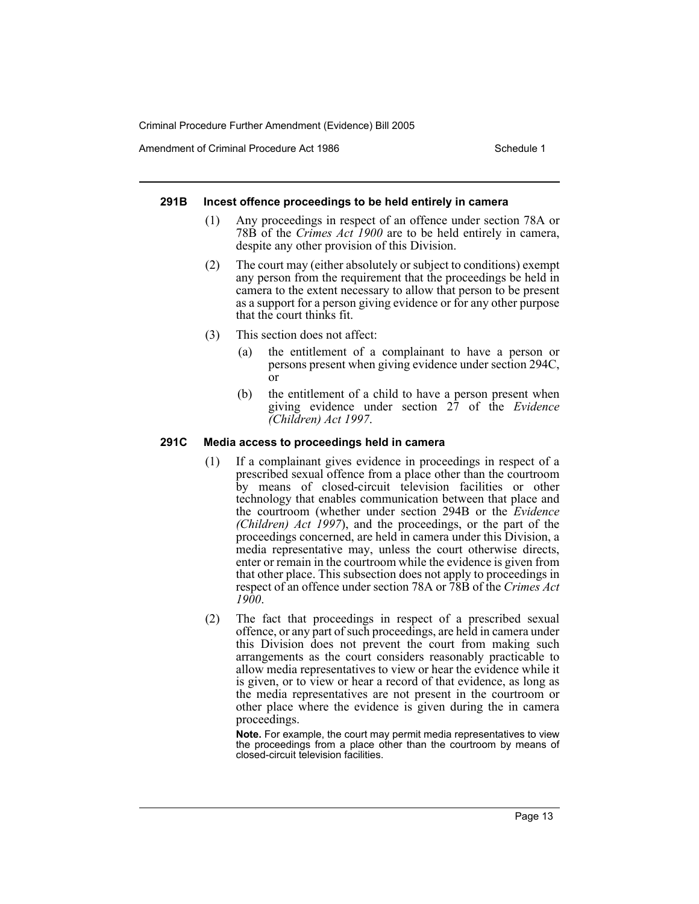#### 291B Incest offence proceedings to be held entirely in camera

(1) Any proceedings in respect of an offence under section 78A or 78B of the *Crimes Act 1900* are to be held entirely in camera, despite any other provision of this Division.

(2) The court may (either absolutely or subject to conditions) exempt any person from the requirement that the proceedings be held in camera to the extent necessary to allow that person to be present as a support for a person giving evidence or for any other purpose that the court thinks fit.

(3) This section does not affect:

(a) the entitlement of a complainant to have a person or persons present when giving evidence under section 294C, or

(b) the entitlement of a child to have a person present when giving evidence under section 27 of the *Evidence (Children) Act 1997*.

#### 291C Media access to proceedings held in camera

(1) If a complainant gives evidence in proceedings in respect of a prescribed sexual offence from a place other than the courtroom by means of closed-circuit television facilities or other technology that enables communication between that place and the courtroom (whether under section 294B or the *Evidence (Children) Act 1997*), and the proceedings, or the part of the proceedings concerned, are held in camera under this Division, a media representative may, unless the court otherwise directs, enter or remain in the courtroom while the evidence is given from that other place. This subsection does not apply to proceedings in respect of an offence under section 78A or 78B of the *Crimes Act 1900*.

(2) The fact that proceedings in respect of a prescribed sexual offence, or any part of such proceedings, are held in camera under this Division does not prevent the court from making such arrangements as the court considers reasonably practicable to allow media representatives to view or hear the evidence while it is given, or to view or hear a record of that evidence, as long as the media representatives are not present in the courtroom or other place where the evidence is given during the in camera proceedings.

**Note.** For example, the court may permit media representatives to view the proceedings from a place other than the courtroom by means of closed-circuit television facilities.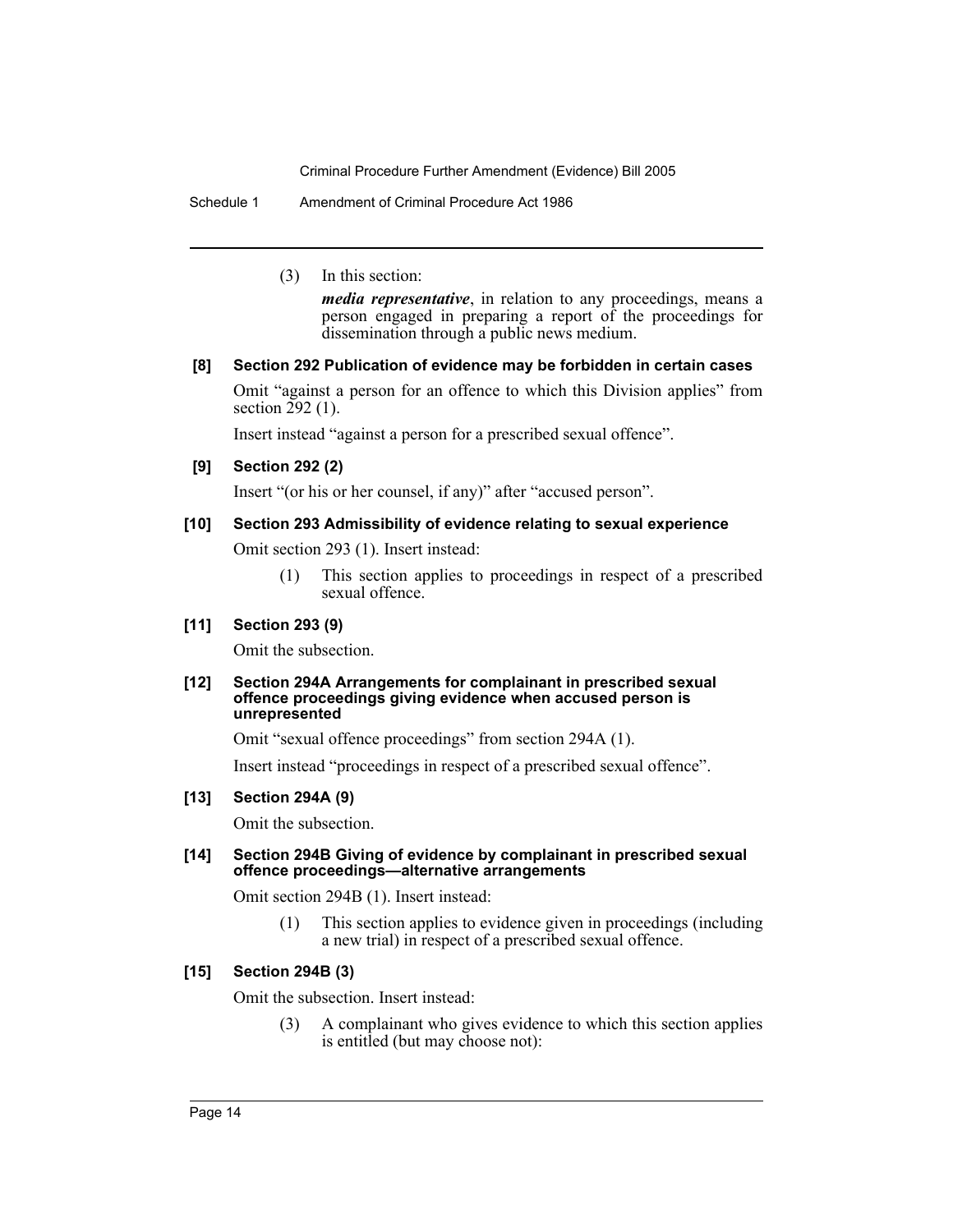(3) In this section:

***media representative***, in relation to any proceedings, means a person engaged in preparing a report of the proceedings for dissemination through a public news medium.

**[8] Section 292 Publication of evidence may be forbidden in certain cases**

Omit "against a person for an offence to which this Division applies" from section 292 (1).

Insert instead "against a person for a prescribed sexual offence".

**[9] Section 292 (2)**

Insert "(or his or her counsel, if any)" after "accused person".

**[10] Section 293 Admissibility of evidence relating to sexual experience**

Omit section 293 (1). Insert instead:

> (1) This section applies to proceedings in respect of a prescribed sexual offence.

**[11] Section 293 (9)**

Omit the subsection.

**[12] Section 294A Arrangements for complainant in prescribed sexual offence proceedings giving evidence when accused person is unrepresented**

Omit "sexual offence proceedings" from section 294A (1).

Insert instead "proceedings in respect of a prescribed sexual offence".

**[13] Section 294A (9)**

Omit the subsection.

**[14] Section 294B Giving of evidence by complainant in prescribed sexual offence proceedings—alternative arrangements**

Omit section 294B (1). Insert instead:

> (1) This section applies to evidence given in proceedings (including a new trial) in respect of a prescribed sexual offence.

**[15] Section 294B (3)**

Omit the subsection. Insert instead:

> (3) A complainant who gives evidence to which this section applies is entitled (but may choose not):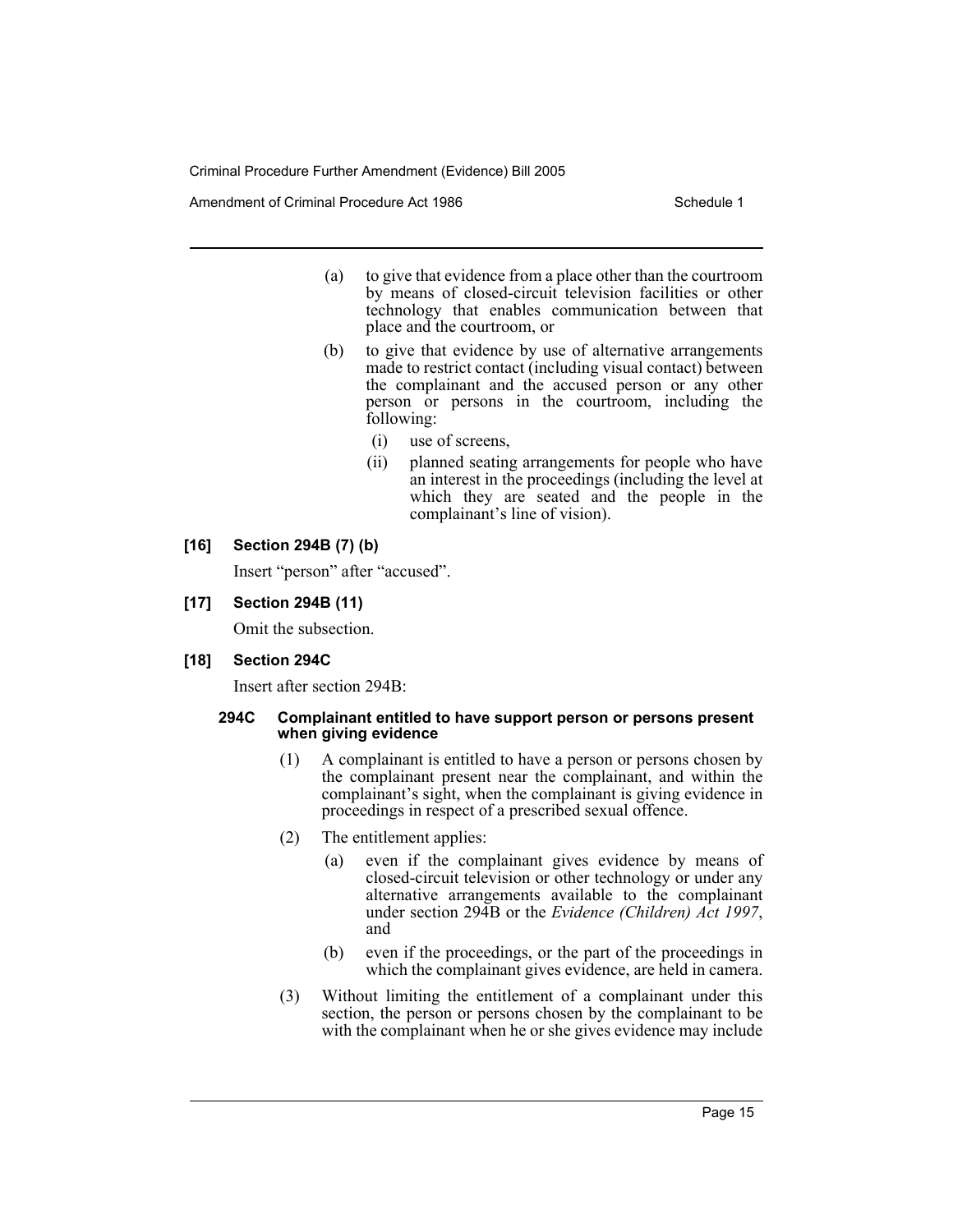(a) to give that evidence from a place other than the courtroom by means of closed-circuit television facilities or other technology that enables communication between that place and the courtroom, or

(b) to give that evidence by use of alternative arrangements made to restrict contact (including visual contact) between the complainant and the accused person or any other person or persons in the courtroom, including the following:

  (i) use of screens,

  (ii) planned seating arrangements for people who have an interest in the proceedings (including the level at which they are seated and the people in the complainant's line of vision).

**[16] Section 294B (7) (b)**

Insert "person" after "accused".

**[17] Section 294B (11)**

Omit the subsection.

**[18] Section 294C**

Insert after section 294B:

**294C Complainant entitled to have support person or persons present when giving evidence**

(1) A complainant is entitled to have a person or persons chosen by the complainant present near the complainant, and within the complainant's sight, when the complainant is giving evidence in proceedings in respect of a prescribed sexual offence.

(2) The entitlement applies:

  (a) even if the complainant gives evidence by means of closed-circuit television or other technology or under any alternative arrangements available to the complainant under section 294B or the *Evidence (Children) Act 1997*, and

  (b) even if the proceedings, or the part of the proceedings in which the complainant gives evidence, are held in camera.

(3) Without limiting the entitlement of a complainant under this section, the person or persons chosen by the complainant to be with the complainant when he or she gives evidence may include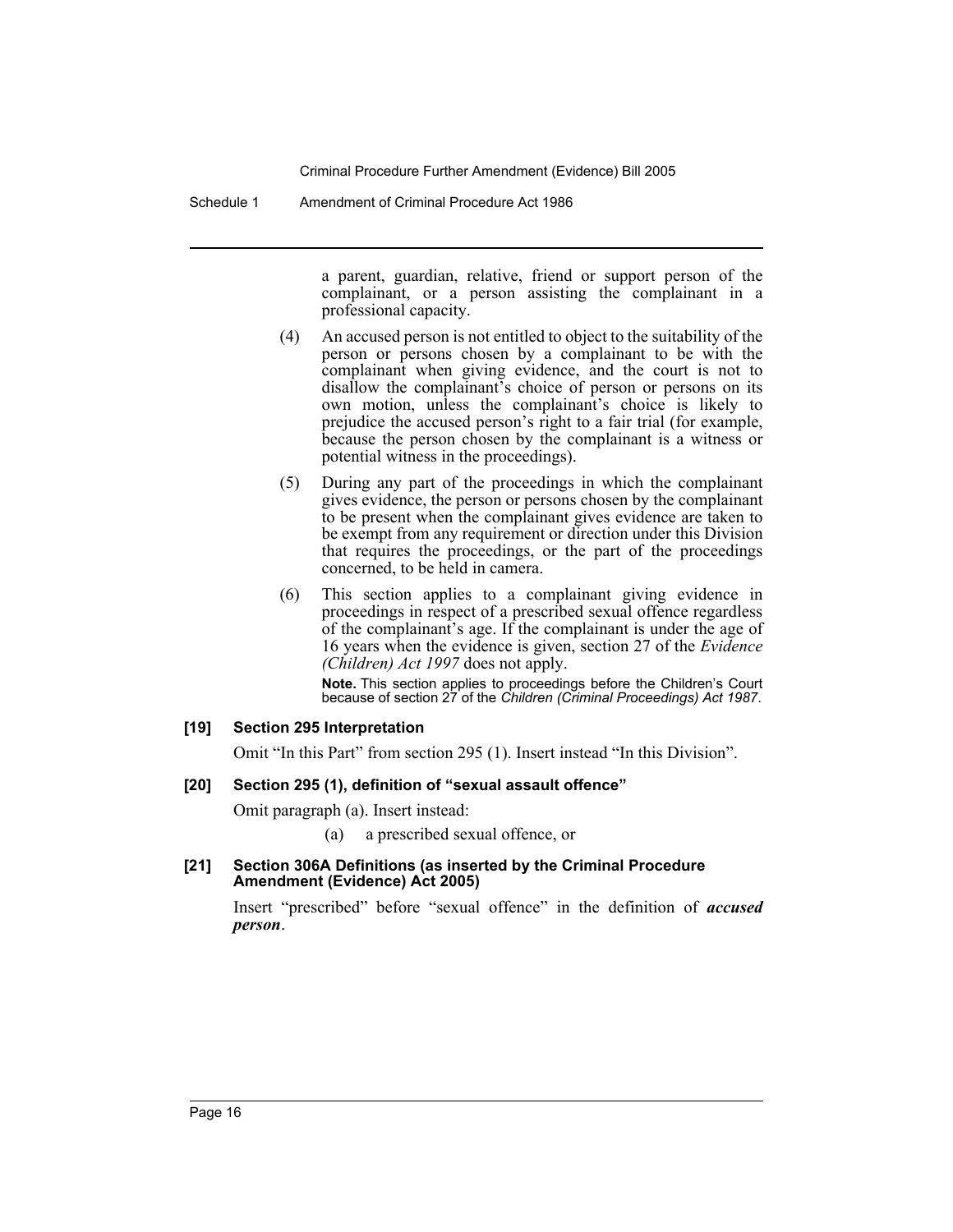a parent, guardian, relative, friend or support person of the complainant, or a person assisting the complainant in a professional capacity.

(4) An accused person is not entitled to object to the suitability of the person or persons chosen by a complainant to be with the complainant when giving evidence, and the court is not to disallow the complainant's choice of person or persons on its own motion, unless the complainant's choice is likely to prejudice the accused person's right to a fair trial (for example, because the person chosen by the complainant is a witness or potential witness in the proceedings).

(5) During any part of the proceedings in which the complainant gives evidence, the person or persons chosen by the complainant to be present when the complainant gives evidence are taken to be exempt from any requirement or direction under this Division that requires the proceedings, or the part of the proceedings concerned, to be held in camera.

(6) This section applies to a complainant giving evidence in proceedings in respect of a prescribed sexual offence regardless of the complainant's age. If the complainant is under the age of 16 years when the evidence is given, section 27 of the *Evidence (Children) Act 1997* does not apply.

**Note.** This section applies to proceedings before the Children's Court because of section 27 of the *Children (Criminal Proceedings) Act 1987*.

### [19] Section 295 Interpretation

Omit "In this Part" from section 295 (1). Insert instead "In this Division".

### [20] Section 295 (1), definition of "sexual assault offence"

Omit paragraph (a). Insert instead:

(a) a prescribed sexual offence, or

### [21] Section 306A Definitions (as inserted by the Criminal Procedure Amendment (Evidence) Act 2005)

Insert "prescribed" before "sexual offence" in the definition of ***accused person***.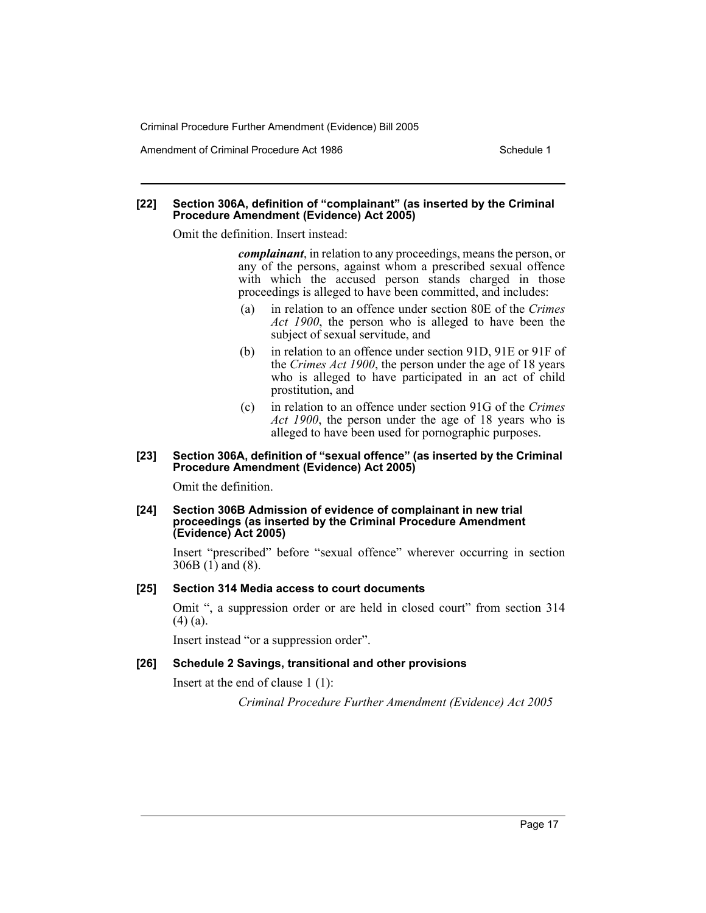**[22] Section 306A, definition of "complainant" (as inserted by the Criminal Procedure Amendment (Evidence) Act 2005)**

Omit the definition. Insert instead:

> ***complainant***, in relation to any proceedings, means the person, or any of the persons, against whom a prescribed sexual offence with which the accused person stands charged in those proceedings is alleged to have been committed, and includes:
>
> (a) in relation to an offence under section 80E of the *Crimes Act 1900*, the person who is alleged to have been the subject of sexual servitude, and
>
> (b) in relation to an offence under section 91D, 91E or 91F of the *Crimes Act 1900*, the person under the age of 18 years who is alleged to have participated in an act of child prostitution, and
>
> (c) in relation to an offence under section 91G of the *Crimes Act 1900*, the person under the age of 18 years who is alleged to have been used for pornographic purposes.

**[23] Section 306A, definition of "sexual offence" (as inserted by the Criminal Procedure Amendment (Evidence) Act 2005)**

Omit the definition.

**[24] Section 306B Admission of evidence of complainant in new trial proceedings (as inserted by the Criminal Procedure Amendment (Evidence) Act 2005)**

Insert "prescribed" before "sexual offence" wherever occurring in section 306B (1) and (8).

**[25] Section 314 Media access to court documents**

Omit ", a suppression order or are held in closed court" from section 314 (4) (a).

Insert instead "or a suppression order".

**[26] Schedule 2 Savings, transitional and other provisions**

Insert at the end of clause 1 (1):

> *Criminal Procedure Further Amendment (Evidence) Act 2005*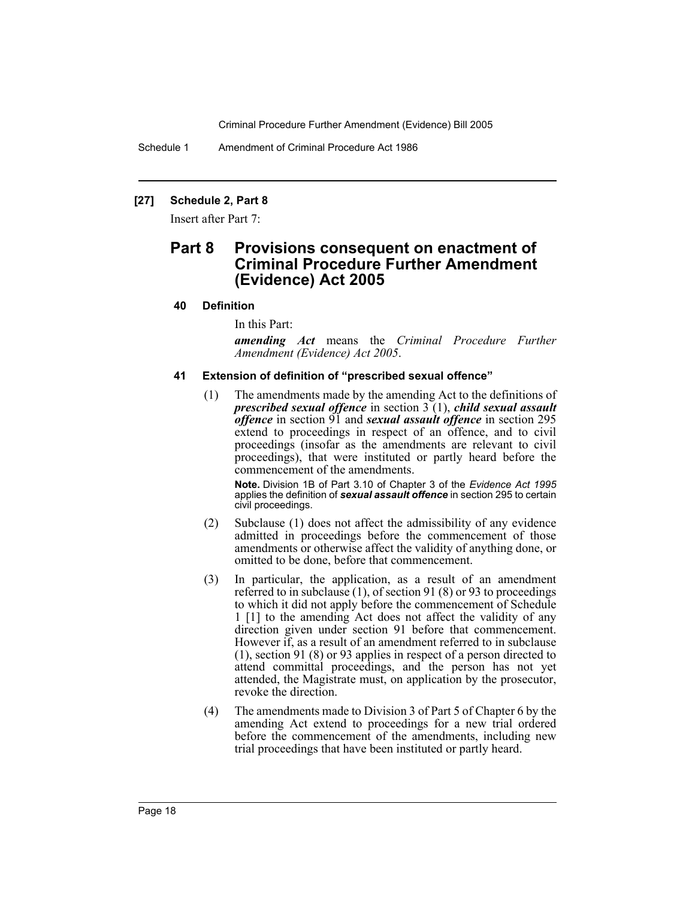**[27] Schedule 2, Part 8**

Insert after Part 7:

## Part 8 Provisions consequent on enactment of Criminal Procedure Further Amendment (Evidence) Act 2005

### 40 Definition

In this Part:

***amending Act*** means the *Criminal Procedure Further Amendment (Evidence) Act 2005*.

### 41 Extension of definition of "prescribed sexual offence"

(1) The amendments made by the amending Act to the definitions of ***prescribed sexual offence*** in section 3 (1), ***child sexual assault offence*** in section 91 and ***sexual assault offence*** in section 295 extend to proceedings in respect of an offence, and to civil proceedings (insofar as the amendments are relevant to civil proceedings), that were instituted or partly heard before the commencement of the amendments.

**Note.** Division 1B of Part 3.10 of Chapter 3 of the *Evidence Act 1995* applies the definition of ***sexual assault offence*** in section 295 to certain civil proceedings.

(2) Subclause (1) does not affect the admissibility of any evidence admitted in proceedings before the commencement of those amendments or otherwise affect the validity of anything done, or omitted to be done, before that commencement.

(3) In particular, the application, as a result of an amendment referred to in subclause (1), of section 91 (8) or 93 to proceedings to which it did not apply before the commencement of Schedule 1 [1] to the amending Act does not affect the validity of any direction given under section 91 before that commencement. However if, as a result of an amendment referred to in subclause (1), section 91 (8) or 93 applies in respect of a person directed to attend committal proceedings, and the person has not yet attended, the Magistrate must, on application by the prosecutor, revoke the direction.

(4) The amendments made to Division 3 of Part 5 of Chapter 6 by the amending Act extend to proceedings for a new trial ordered before the commencement of the amendments, including new trial proceedings that have been instituted or partly heard.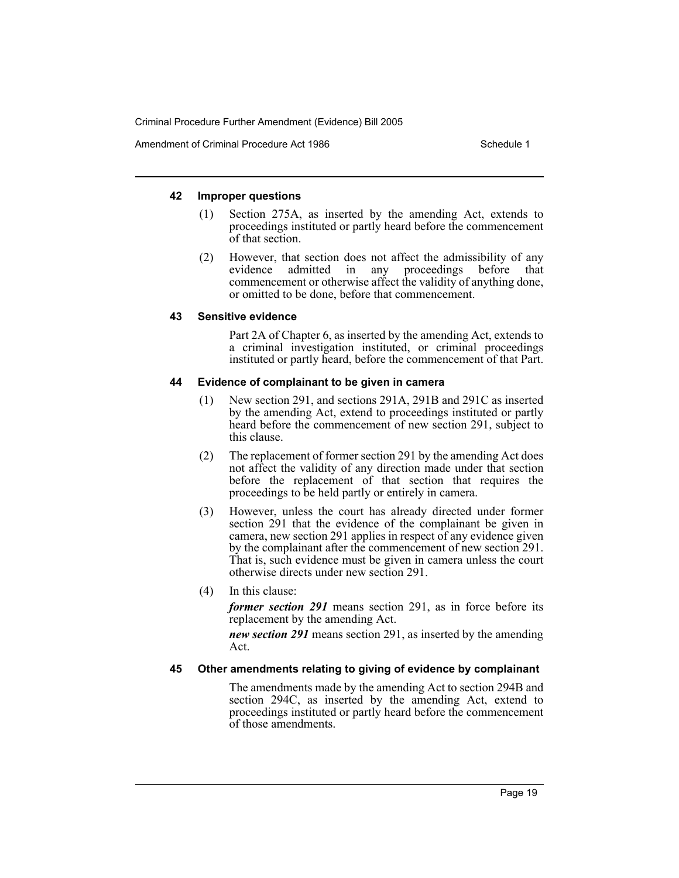#### 42 Improper questions

(1) Section 275A, as inserted by the amending Act, extends to proceedings instituted or partly heard before the commencement of that section.

(2) However, that section does not affect the admissibility of any evidence admitted in any proceedings before that commencement or otherwise affect the validity of anything done, or omitted to be done, before that commencement.

#### 43 Sensitive evidence

Part 2A of Chapter 6, as inserted by the amending Act, extends to a criminal investigation instituted, or criminal proceedings instituted or partly heard, before the commencement of that Part.

#### 44 Evidence of complainant to be given in camera

(1) New section 291, and sections 291A, 291B and 291C as inserted by the amending Act, extend to proceedings instituted or partly heard before the commencement of new section 291, subject to this clause.

(2) The replacement of former section 291 by the amending Act does not affect the validity of any direction made under that section before the replacement of that section that requires the proceedings to be held partly or entirely in camera.

(3) However, unless the court has already directed under former section 291 that the evidence of the complainant be given in camera, new section 291 applies in respect of any evidence given by the complainant after the commencement of new section 291. That is, such evidence must be given in camera unless the court otherwise directs under new section 291.

(4) In this clause:

***former section 291*** means section 291, as in force before its replacement by the amending Act.

***new section 291*** means section 291, as inserted by the amending Act.

#### 45 Other amendments relating to giving of evidence by complainant

The amendments made by the amending Act to section 294B and section 294C, as inserted by the amending Act, extend to proceedings instituted or partly heard before the commencement of those amendments.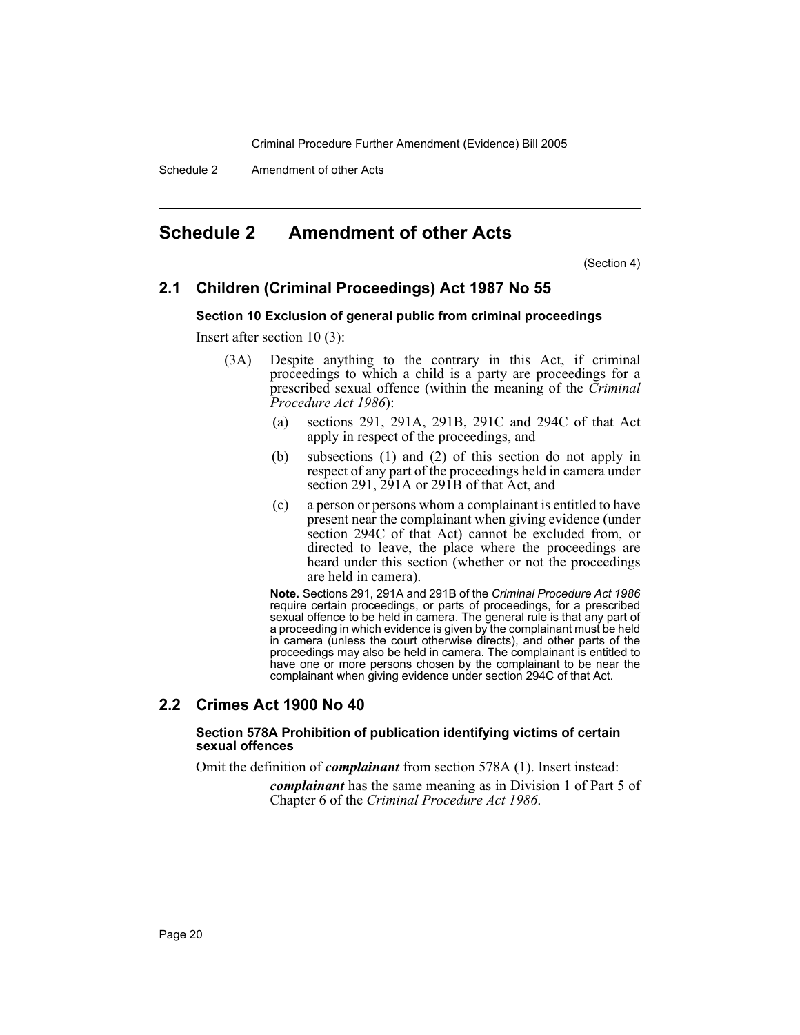# Schedule 2 Amendment of other Acts

(Section 4)

## 2.1 Children (Criminal Proceedings) Act 1987 No 55

### Section 10 Exclusion of general public from criminal proceedings

Insert after section 10 (3):

(3A) Despite anything to the contrary in this Act, if criminal proceedings to which a child is a party are proceedings for a prescribed sexual offence (within the meaning of the *Criminal Procedure Act 1986*):

(a) sections 291, 291A, 291B, 291C and 294C of that Act apply in respect of the proceedings, and

(b) subsections (1) and (2) of this section do not apply in respect of any part of the proceedings held in camera under section 291, 291A or 291B of that Act, and

(c) a person or persons whom a complainant is entitled to have present near the complainant when giving evidence (under section 294C of that Act) cannot be excluded from, or directed to leave, the place where the proceedings are heard under this section (whether or not the proceedings are held in camera).

**Note.** Sections 291, 291A and 291B of the *Criminal Procedure Act 1986* require certain proceedings, or parts of proceedings, for a prescribed sexual offence to be held in camera. The general rule is that any part of a proceeding in which evidence is given by the complainant must be held in camera (unless the court otherwise directs), and other parts of the proceedings may also be held in camera. The complainant is entitled to have one or more persons chosen by the complainant to be near the complainant when giving evidence under section 294C of that Act.

## 2.2 Crimes Act 1900 No 40

### Section 578A Prohibition of publication identifying victims of certain sexual offences

Omit the definition of ***complainant*** from section 578A (1). Insert instead:

***complainant*** has the same meaning as in Division 1 of Part 5 of Chapter 6 of the *Criminal Procedure Act 1986*.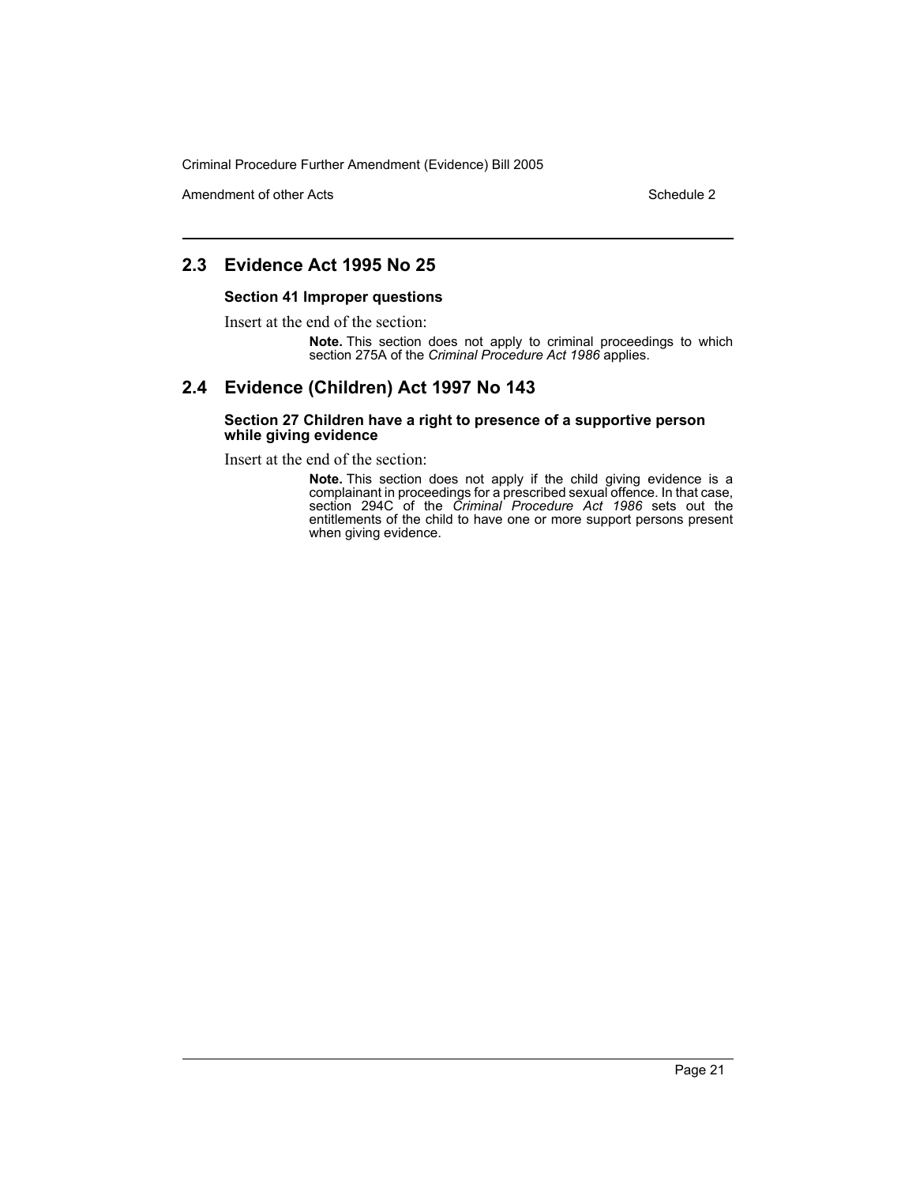## 2.3 Evidence Act 1995 No 25

### Section 41 Improper questions

Insert at the end of the section:

> **Note.** This section does not apply to criminal proceedings to which section 275A of the *Criminal Procedure Act 1986* applies.

## 2.4 Evidence (Children) Act 1997 No 143

### Section 27 Children have a right to presence of a supportive person while giving evidence

Insert at the end of the section:

> **Note.** This section does not apply if the child giving evidence is a complainant in proceedings for a prescribed sexual offence. In that case, section 294C of the *Criminal Procedure Act 1986* sets out the entitlements of the child to have one or more support persons present when giving evidence.